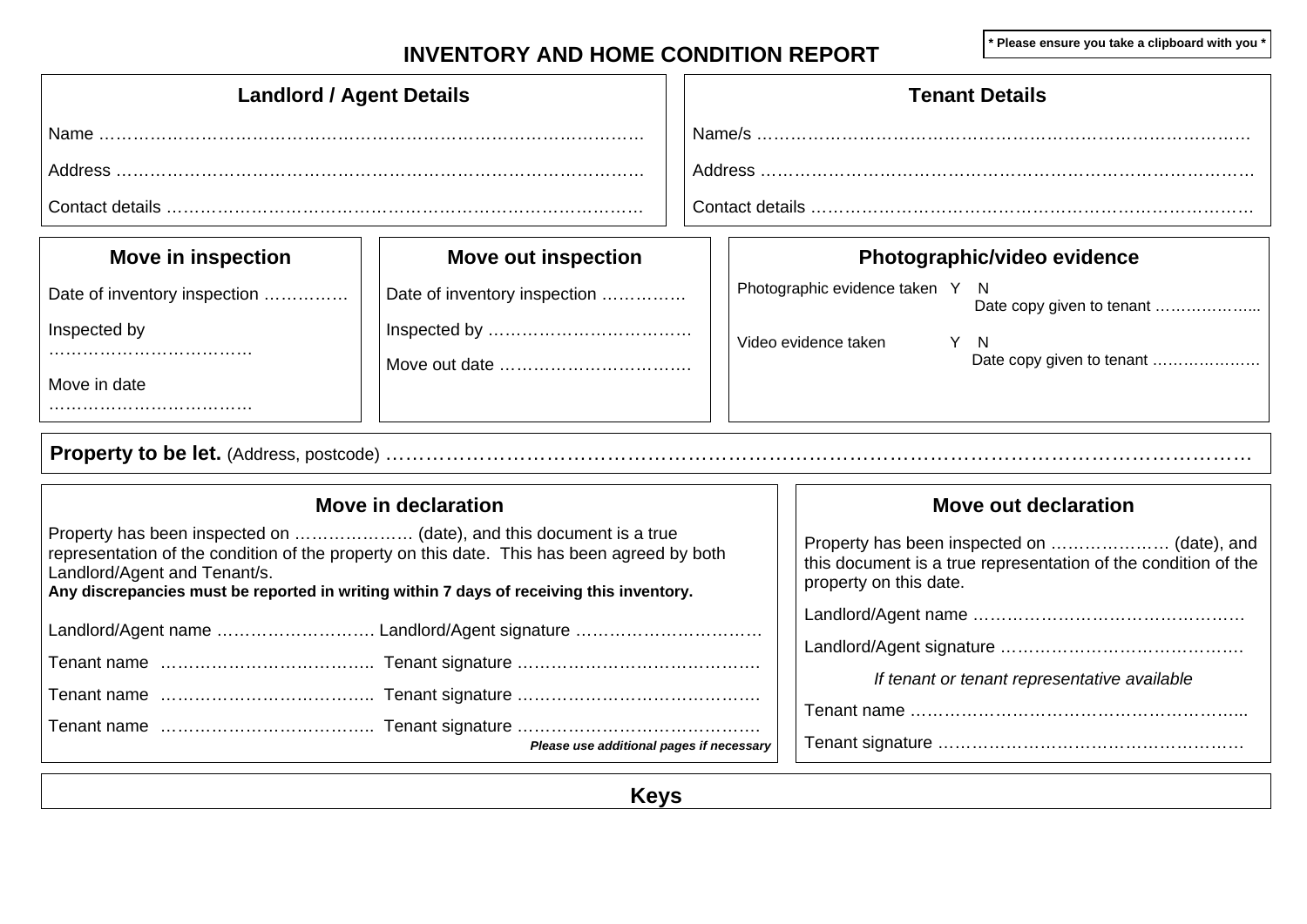**\* Please ensure you take a clipboard with you \***

# INVENTORY AND HOME CONDITION REPORT

## Landlord / Agent Details

Name ……………………………………………………………………………………

Address ………………………………………………………………………………

Contact details ………………………………………………………………………

## Tenant Details

Name/s …………………………………………………………………………………

Address ………………………………………………………………………………

Contact details ………………………………………………………………………

## Move in inspection

Date of inventory inspection ……………

Inspected by ………………………………

Move in date ………………………………

## Move out inspection

Date of inventory inspection ……………

Inspected by ………………………………

Move out date ……………………………

## Photographic/video evidence

Photographic evidence taken Y N
Date copy given to tenant ………………...

Video evidence taken Y N
Date copy given to tenant …………………

**Property to be let.** (Address, postcode) ……………………………………………………………………………………………………

## Move in declaration

Property has been inspected on ………………… (date), and this document is a true representation of the condition of the property on this date. This has been agreed by both Landlord/Agent and Tenant/s.
**Any discrepancies must be reported in writing within 7 days of receiving this inventory.**

Landlord/Agent name ……………………… Landlord/Agent signature ……………………………

Tenant name ……………………………….. Tenant signature ……………………………………

Tenant name ……………………………….. Tenant signature ……………………………………

Tenant name ……………………………….. Tenant signature ……………………………………

***Please use additional pages if necessary***

## Move out declaration

Property has been inspected on ………………… (date), and this document is a true representation of the condition of the property on this date.

Landlord/Agent name …………………………………………

Landlord/Agent signature ……………………………………..

*If tenant or tenant representative available*

Tenant name …………………………………………………...

Tenant signature ………………………………………………

## Keys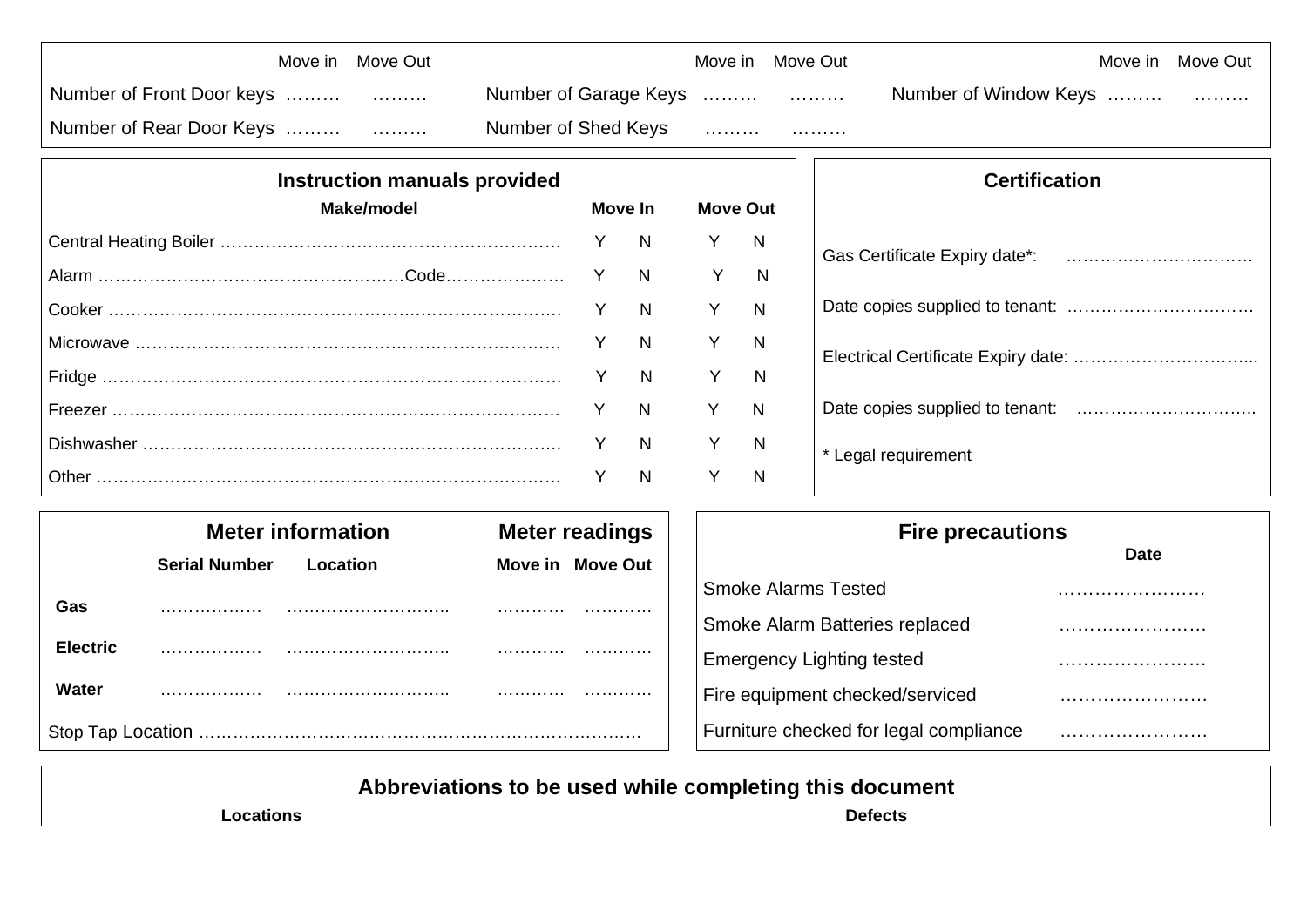| | Move in | Move Out | | Move in | Move Out | | Move in | Move Out |
|---|---|---|---|---|---|---|---|---|
| Number of Front Door keys | ……… | ……… | Number of Garage Keys | ……… | ……… | Number of Window Keys | ……… | ……… |
| Number of Rear Door Keys | ……… | ……… | Number of Shed Keys | ……… | ……… | | | |

## Instruction manuals provided

| Make/model | Move In | | Move Out | |
|---|---|---|---|---|
| Central Heating Boiler …………………………………………………… | Y | N | Y | N |
| Alarm ……………………………………………….Code………………… | Y | N | Y | N |
| Cooker …………………………………………………………………… | Y | N | Y | N |
| Microwave ……………………………………………………………… | Y | N | Y | N |
| Fridge …………………………………………………………………… | Y | N | Y | N |
| Freezer …………………………………………………………………… | Y | N | Y | N |
| Dishwasher ……………………………………………………………… | Y | N | Y | N |
| Other …………………………………………………………………… | Y | N | Y | N |

## Certification

Gas Certificate Expiry date*: ……………………………

Date copies supplied to tenant: ……………………………

Electrical Certificate Expiry date: …………………………...

Date copies supplied to tenant: …………………………..

* Legal requirement

## Meter information / Meter readings

| | Serial Number | Location | Move in | Move Out |
|---|---|---|---|---|
| **Gas** | ……………… | ……………………….. | ……….. | ……….. |
| **Electric** | ……………… | ……………………….. | ……….. | ……….. |
| **Water** | ……………… | ……………………….. | ……….. | ……….. |

Stop Tap Location ……………………………………………………………………

## Fire precautions

| | Date |
|---|---|
| Smoke Alarms Tested | …………………… |
| Smoke Alarm Batteries replaced | …………………… |
| Emergency Lighting tested | …………………… |
| Fire equipment checked/serviced | …………………… |
| Furniture checked for legal compliance | …………………… |

## Abbreviations to be used while completing this document

| Locations | Defects |
|---|---|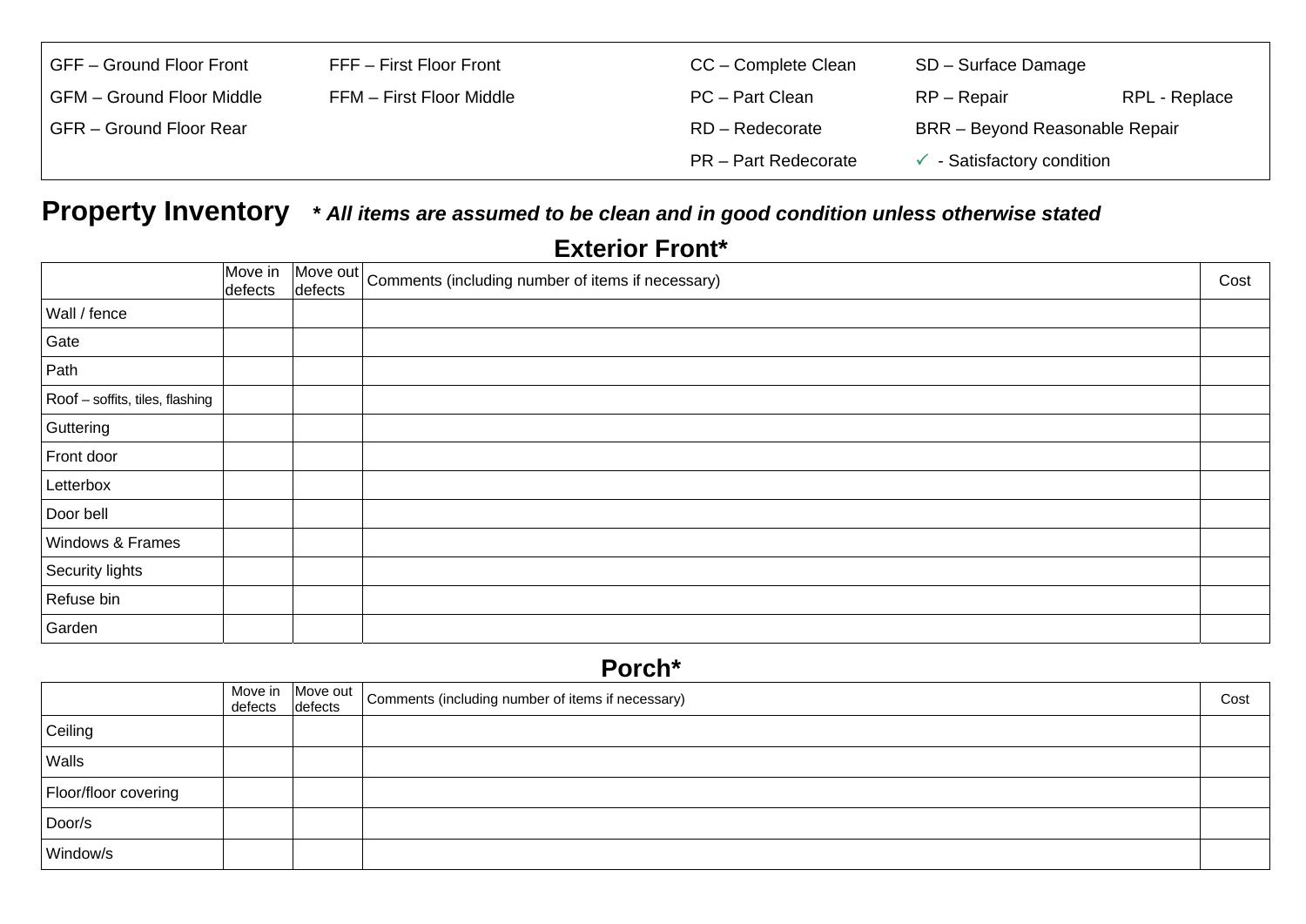| | | | | |
|---|---|---|---|---|
| GFF – Ground Floor Front | FFF – First Floor Front | CC – Complete Clean | SD – Surface Damage | |
| GFM – Ground Floor Middle | FFM – First Floor Middle | PC – Part Clean | RP – Repair | RPL - Replace |
| GFR – Ground Floor Rear | | RD – Redecorate | BRR – Beyond Reasonable Repair | |
| | | PR – Part Redecorate | ✓ - Satisfactory condition | |

# Property Inventory *** *All items are assumed to be clean and in good condition unless otherwise stated***

## Exterior Front*

| | Move in defects | Move out defects | Comments (including number of items if necessary) | Cost |
|---|---|---|---|---|
| Wall / fence | | | | |
| Gate | | | | |
| Path | | | | |
| Roof – soffits, tiles, flashing | | | | |
| Guttering | | | | |
| Front door | | | | |
| Letterbox | | | | |
| Door bell | | | | |
| Windows & Frames | | | | |
| Security lights | | | | |
| Refuse bin | | | | |
| Garden | | | | |

## Porch*

| | Move in defects | Move out defects | Comments (including number of items if necessary) | Cost |
|---|---|---|---|---|
| Ceiling | | | | |
| Walls | | | | |
| Floor/floor covering | | | | |
| Door/s | | | | |
| Window/s | | | | |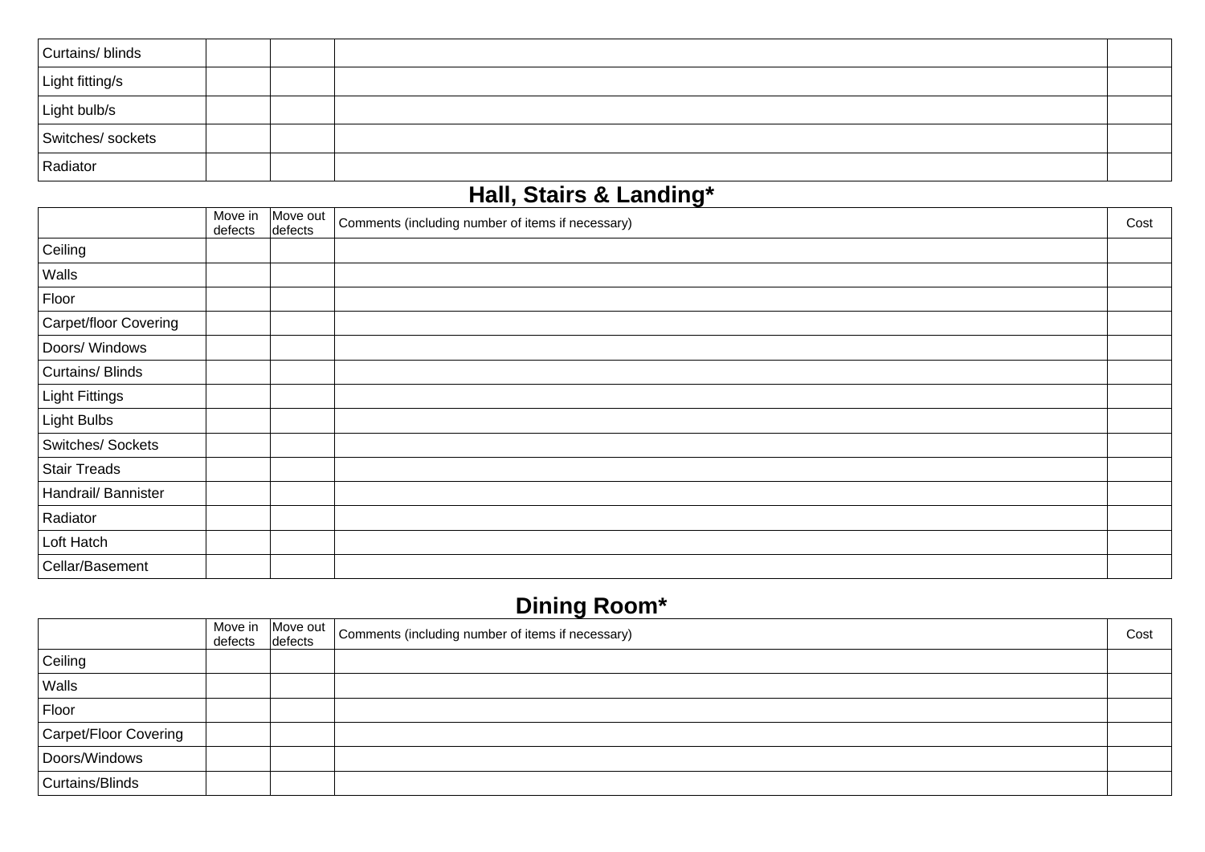| | | | | |
|---|---|---|---|---|
| Curtains/ blinds | | | | |
| Light fitting/s | | | | |
| Light bulb/s | | | | |
| Switches/ sockets | | | | |
| Radiator | | | | |

## Hall, Stairs & Landing*

| | Move in defects | Move out defects | Comments (including number of items if necessary) | Cost |
|---|---|---|---|---|
| Ceiling | | | | |
| Walls | | | | |
| Floor | | | | |
| Carpet/floor Covering | | | | |
| Doors/ Windows | | | | |
| Curtains/ Blinds | | | | |
| Light Fittings | | | | |
| Light Bulbs | | | | |
| Switches/ Sockets | | | | |
| Stair Treads | | | | |
| Handrail/ Bannister | | | | |
| Radiator | | | | |
| Loft Hatch | | | | |
| Cellar/Basement | | | | |

## Dining Room*

| | Move in defects | Move out defects | Comments (including number of items if necessary) | Cost |
|---|---|---|---|---|
| Ceiling | | | | |
| Walls | | | | |
| Floor | | | | |
| Carpet/Floor Covering | | | | |
| Doors/Windows | | | | |
| Curtains/Blinds | | | | |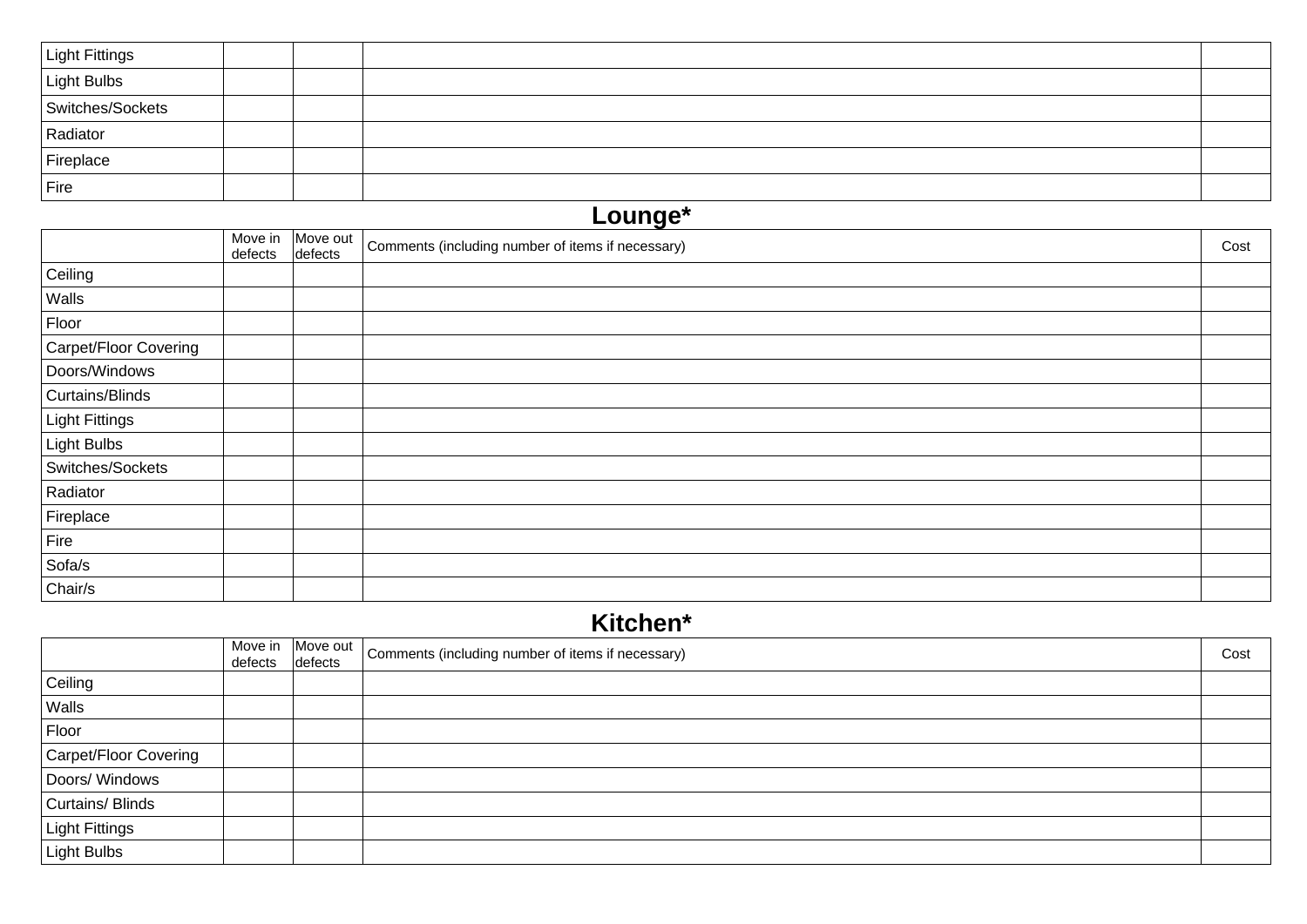| | | | | |
|---|---|---|---|---|
| Light Fittings | | | | |
| Light Bulbs | | | | |
| Switches/Sockets | | | | |
| Radiator | | | | |
| Fireplace | | | | |
| Fire | | | | |

## Lounge*

| | Move in defects | Move out defects | Comments (including number of items if necessary) | Cost |
|---|---|---|---|---|
| Ceiling | | | | |
| Walls | | | | |
| Floor | | | | |
| Carpet/Floor Covering | | | | |
| Doors/Windows | | | | |
| Curtains/Blinds | | | | |
| Light Fittings | | | | |
| Light Bulbs | | | | |
| Switches/Sockets | | | | |
| Radiator | | | | |
| Fireplace | | | | |
| Fire | | | | |
| Sofa/s | | | | |
| Chair/s | | | | |

## Kitchen*

| | Move in defects | Move out defects | Comments (including number of items if necessary) | Cost |
|---|---|---|---|---|
| Ceiling | | | | |
| Walls | | | | |
| Floor | | | | |
| Carpet/Floor Covering | | | | |
| Doors/ Windows | | | | |
| Curtains/ Blinds | | | | |
| Light Fittings | | | | |
| Light Bulbs | | | | |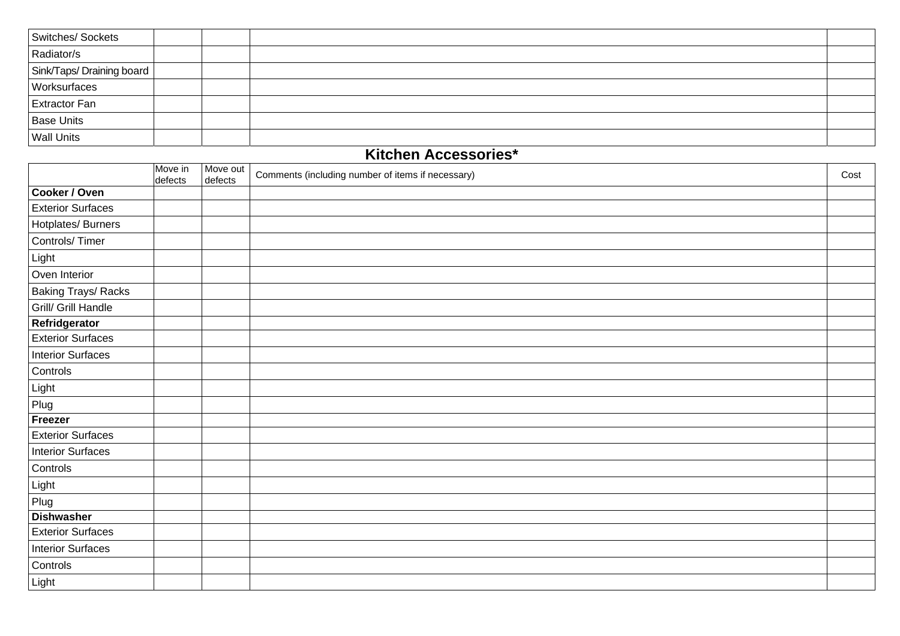| Switches/ Sockets | | | | |
|---|---|---|---|---|
| Radiator/s | | | | |
| Sink/Taps/ Draining board | | | | |
| Worksurfaces | | | | |
| Extractor Fan | | | | |
| Base Units | | | | |
| Wall Units | | | | |

## Kitchen Accessories*

| | Move in defects | Move out defects | Comments (including number of items if necessary) | Cost |
|---|---|---|---|---|
| **Cooker / Oven** | | | | |
| Exterior Surfaces | | | | |
| Hotplates/ Burners | | | | |
| Controls/ Timer | | | | |
| Light | | | | |
| Oven Interior | | | | |
| Baking Trays/ Racks | | | | |
| Grill/ Grill Handle | | | | |
| **Refridgerator** | | | | |
| Exterior Surfaces | | | | |
| Interior Surfaces | | | | |
| Controls | | | | |
| Light | | | | |
| Plug | | | | |
| **Freezer** | | | | |
| Exterior Surfaces | | | | |
| Interior Surfaces | | | | |
| Controls | | | | |
| Light | | | | |
| Plug | | | | |
| **Dishwasher** | | | | |
| Exterior Surfaces | | | | |
| Interior Surfaces | | | | |
| Controls | | | | |
| Light | | | | |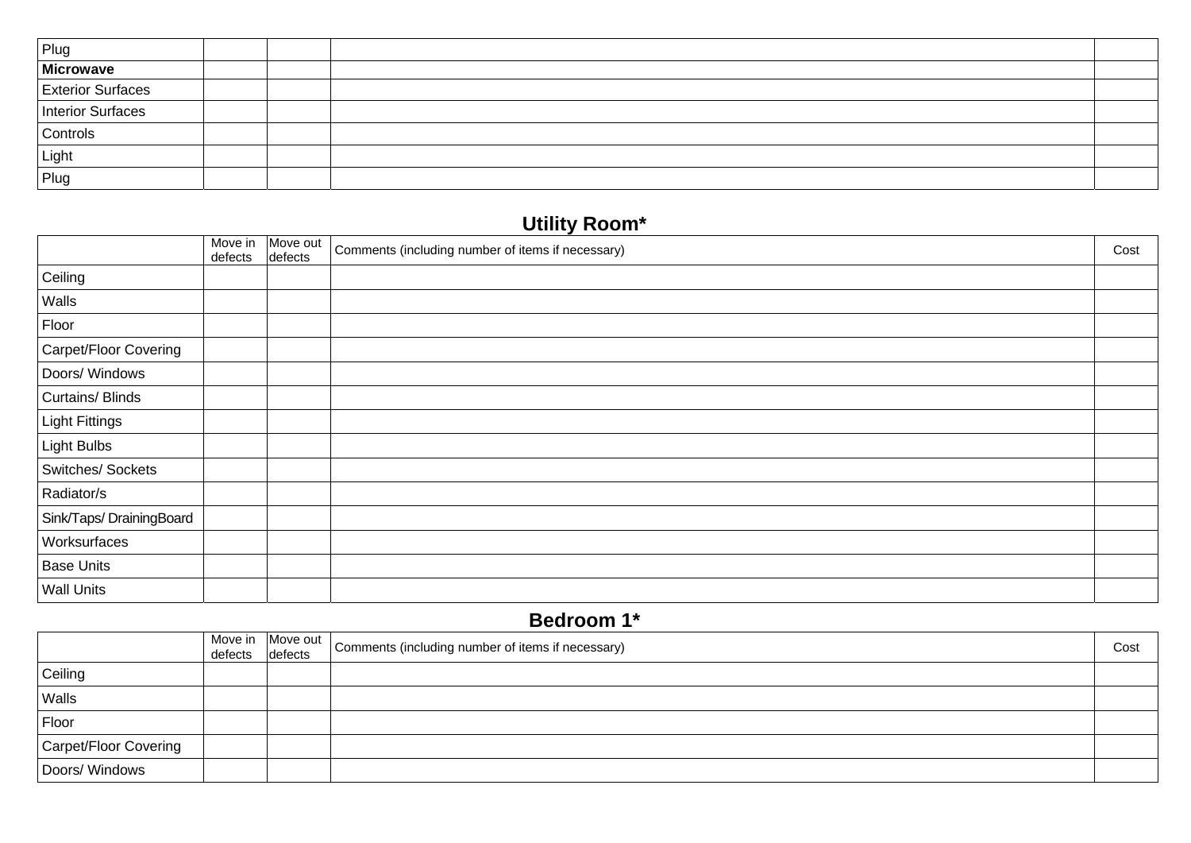| | | | | |
|---|---|---|---|---|
| Plug | | | | |
| **Microwave** | | | | |
| Exterior Surfaces | | | | |
| Interior Surfaces | | | | |
| Controls | | | | |
| Light | | | | |
| Plug | | | | |

## Utility Room*

| | Move in defects | Move out defects | Comments (including number of items if necessary) | Cost |
|---|---|---|---|---|
| Ceiling | | | | |
| Walls | | | | |
| Floor | | | | |
| Carpet/Floor Covering | | | | |
| Doors/ Windows | | | | |
| Curtains/ Blinds | | | | |
| Light Fittings | | | | |
| Light Bulbs | | | | |
| Switches/ Sockets | | | | |
| Radiator/s | | | | |
| Sink/Taps/ DrainingBoard | | | | |
| Worksurfaces | | | | |
| Base Units | | | | |
| Wall Units | | | | |

## Bedroom 1*

| | Move in defects | Move out defects | Comments (including number of items if necessary) | Cost |
|---|---|---|---|---|
| Ceiling | | | | |
| Walls | | | | |
| Floor | | | | |
| Carpet/Floor Covering | | | | |
| Doors/ Windows | | | | |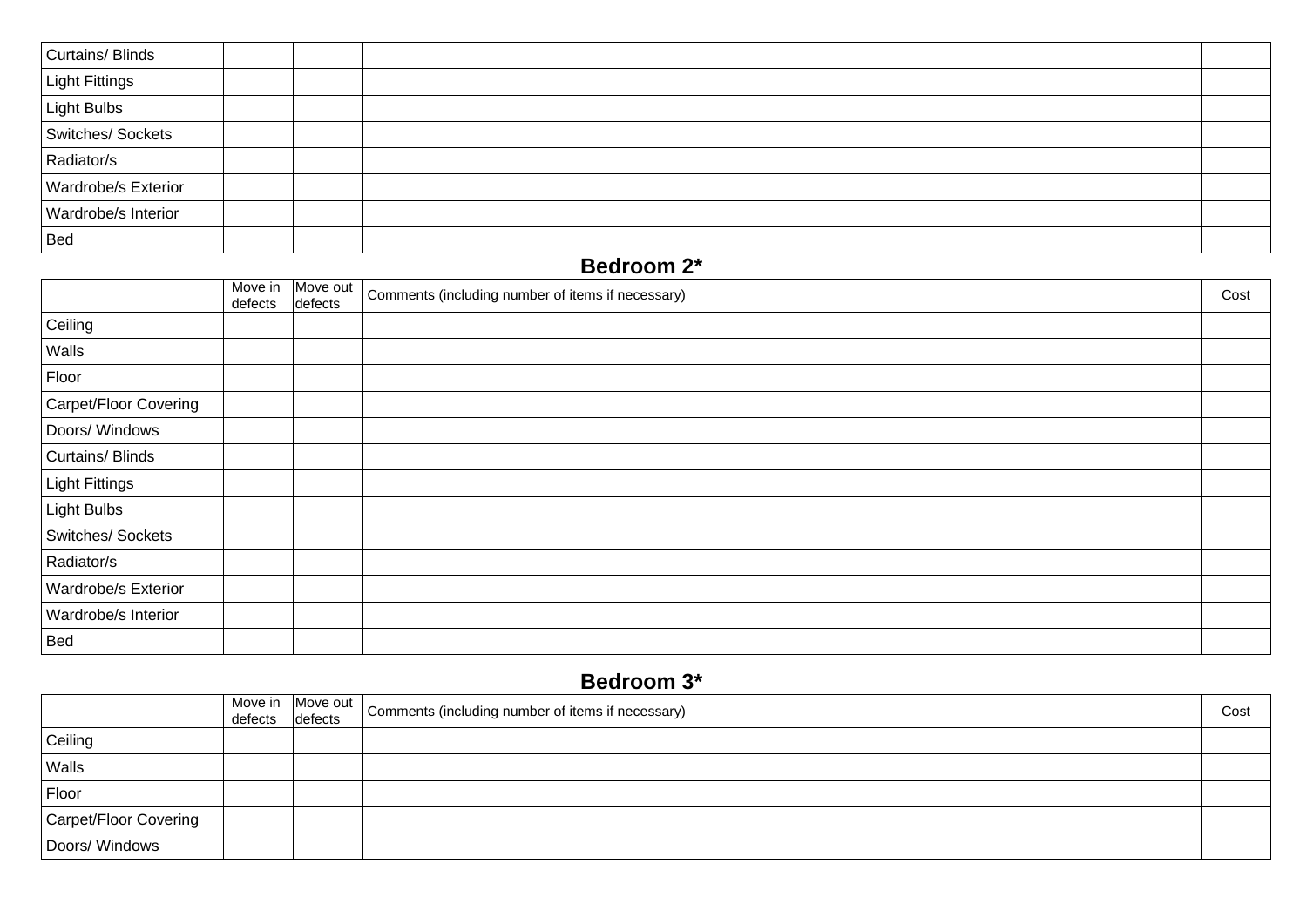| | | | | |
|---|---|---|---|---|
| Curtains/ Blinds | | | | |
| Light Fittings | | | | |
| Light Bulbs | | | | |
| Switches/ Sockets | | | | |
| Radiator/s | | | | |
| Wardrobe/s Exterior | | | | |
| Wardrobe/s Interior | | | | |
| Bed | | | | |

## Bedroom 2*

| | Move in defects | Move out defects | Comments (including number of items if necessary) | Cost |
|---|---|---|---|---|
| Ceiling | | | | |
| Walls | | | | |
| Floor | | | | |
| Carpet/Floor Covering | | | | |
| Doors/ Windows | | | | |
| Curtains/ Blinds | | | | |
| Light Fittings | | | | |
| Light Bulbs | | | | |
| Switches/ Sockets | | | | |
| Radiator/s | | | | |
| Wardrobe/s Exterior | | | | |
| Wardrobe/s Interior | | | | |
| Bed | | | | |

## Bedroom 3*

| | Move in defects | Move out defects | Comments (including number of items if necessary) | Cost |
|---|---|---|---|---|
| Ceiling | | | | |
| Walls | | | | |
| Floor | | | | |
| Carpet/Floor Covering | | | | |
| Doors/ Windows | | | | |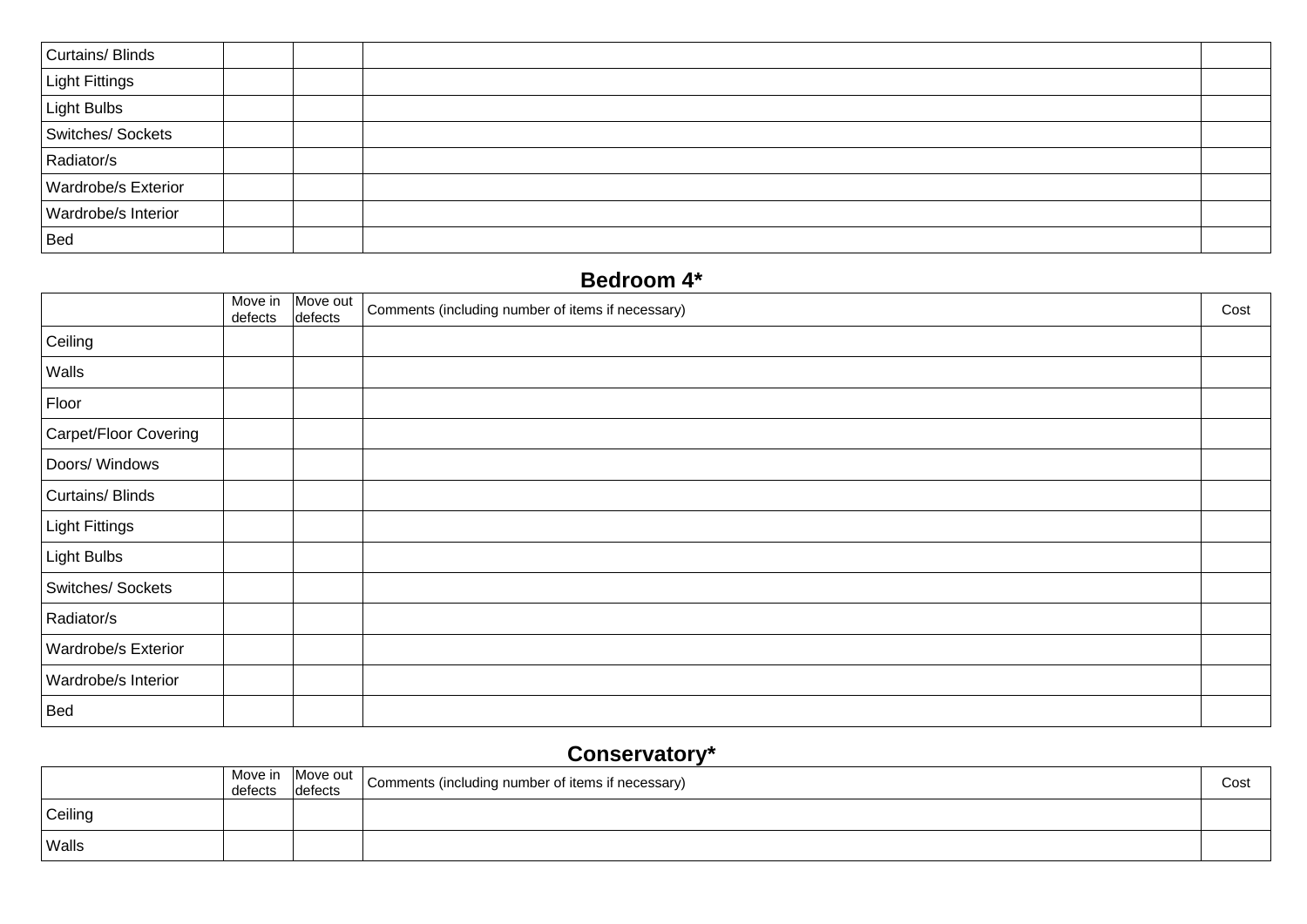| | | | | |
|---|---|---|---|---|
| Curtains/ Blinds | | | | |
| Light Fittings | | | | |
| Light Bulbs | | | | |
| Switches/ Sockets | | | | |
| Radiator/s | | | | |
| Wardrobe/s Exterior | | | | |
| Wardrobe/s Interior | | | | |
| Bed | | | | |

## Bedroom 4*

| | Move in defects | Move out defects | Comments (including number of items if necessary) | Cost |
|---|---|---|---|---|
| Ceiling | | | | |
| Walls | | | | |
| Floor | | | | |
| Carpet/Floor Covering | | | | |
| Doors/ Windows | | | | |
| Curtains/ Blinds | | | | |
| Light Fittings | | | | |
| Light Bulbs | | | | |
| Switches/ Sockets | | | | |
| Radiator/s | | | | |
| Wardrobe/s Exterior | | | | |
| Wardrobe/s Interior | | | | |
| Bed | | | | |

## Conservatory*

| | Move in defects | Move out defects | Comments (including number of items if necessary) | Cost |
|---|---|---|---|---|
| Ceiling | | | | |
| Walls | | | | |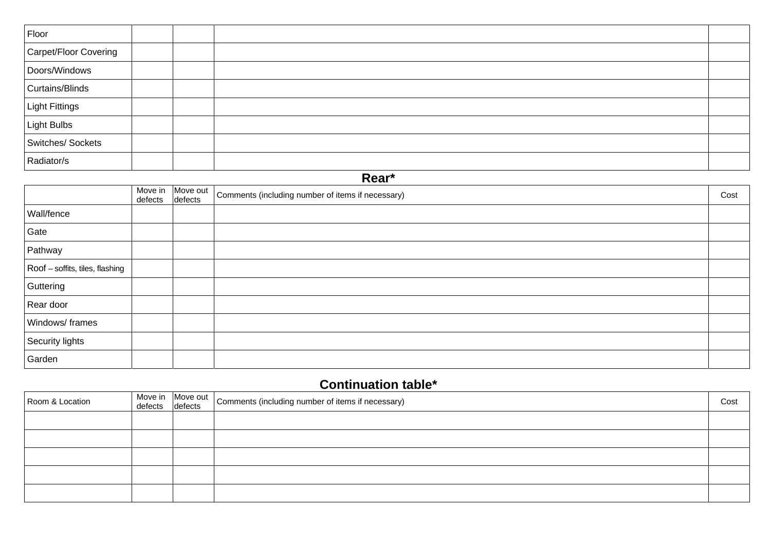| | | | | |
|---|---|---|---|---|
| Floor | | | | |
| Carpet/Floor Covering | | | | |
| Doors/Windows | | | | |
| Curtains/Blinds | | | | |
| Light Fittings | | | | |
| Light Bulbs | | | | |
| Switches/ Sockets | | | | |
| Radiator/s | | | | |

## Rear*

| | Move in defects | Move out defects | Comments (including number of items if necessary) | Cost |
|---|---|---|---|---|
| Wall/fence | | | | |
| Gate | | | | |
| Pathway | | | | |
| Roof – soffits, tiles, flashing | | | | |
| Guttering | | | | |
| Rear door | | | | |
| Windows/ frames | | | | |
| Security lights | | | | |
| Garden | | | | |

## Continuation table*

| Room & Location | Move in defects | Move out defects | Comments (including number of items if necessary) | Cost |
|---|---|---|---|---|
| | | | | |
| | | | | |
| | | | | |
| | | | | |
| | | | | |